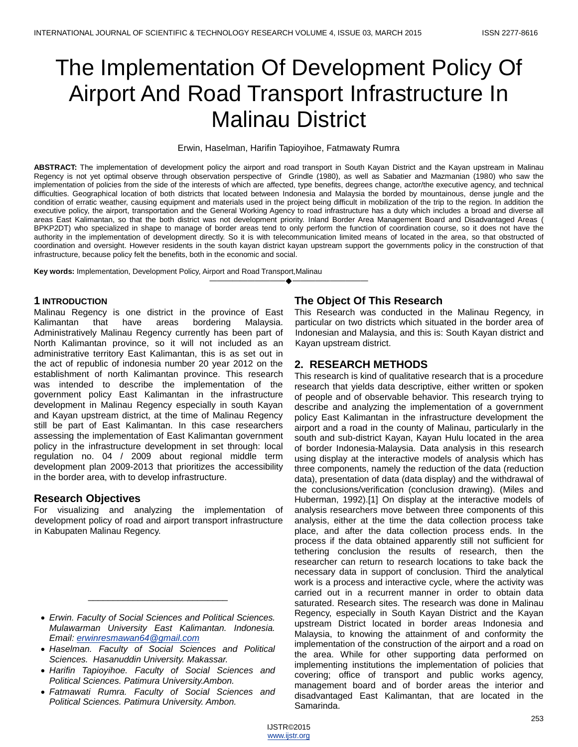# The Implementation Of Development Policy Of Airport And Road Transport Infrastructure In Malinau District

Erwin, Haselman, Harifin Tapioyihoe, Fatmawaty Rumra

**ABSTRACT:** The implementation of development policy the airport and road transport in South Kayan District and the Kayan upstream in Malinau Regency is not yet optimal observe through observation perspective of Grindle (1980), as well as Sabatier and Mazmanian (1980) who saw the implementation of policies from the side of the interests of which are affected, type benefits, degrees change, actor/the executive agency, and technical difficulties. Geographical location of both districts that located between Indonesia and Malaysia the borded by mountainous, dense jungle and the condition of erratic weather, causing equipment and materials used in the project being difficult in mobilization of the trip to the region. In addition the executive policy, the airport, transportation and the General Working Agency to road infrastructure has a duty which includes a broad and diverse all areas East Kalimantan, so that the both district was not development priority. Inland Border Area Management Board and Disadvantaged Areas ( BPKP2DT) who specialized in shape to manage of border areas tend to only perform the function of coordination course, so it does not have the authority in the implementation of development directly. So it is with telecommunication limited means of located in the area, so that obstructed of coordination and oversight. However residents in the south kayan district kayan upstream support the governments policy in the construction of that infrastructure, because policy felt the benefits, both in the economic and social.

**Key words:** Implementation, Development Policy, Airport and Road Transport,Malinau

## 1 INTRODUCTION

Malinau Regency is one district in the province of East Kalimantan that have areas bordering Malaysia. Administratively Malinau Regency currently has been part of North Kalimantan province, so it will not included as an administrative territory East Kalimantan, this is as set out in the act of republic of indonesia number 20 year 2012 on the establishment of north Kalimantan province. This research was intended to describe the implementation of the government policy East Kalimantan in the infrastructure development in Malinau Regency especially in south Kayan and Kayan upstream district, at the time of Malinau Regency still be part of East Kalimantan. In this case researchers assessing the implementation of East Kalimantan government policy in the infrastructure development in set through: local regulation no. 04 / 2009 about regional middle term development plan 2009-2013 that prioritizes the accessibility in the border area, with to develop infrastructure.

## Research Objectives

For visualizing and analyzing the implementation of development policy of road and airport transport infrastructure in Kabupaten Malinau Regency.

- *Erwin. Faculty of Social Sciences and Political Sciences. Mulawarman University East Kalimantan. Indonesia. Email: erwinresmawan64@gmail.com*
- *Haselman. Faculty of Social Sciences and Political Sciences. Hasanuddin University. Makassar.*
- *Harifin Tapioyihoe. Faculty of Social Sciences and Political Sciences. Patimura University.Ambon.*
- *Fatmawati Rumra. Faculty of Social Sciences and Political Sciences. Patimura University. Ambon.*

## The Object Of This Research

This Research was conducted in the Malinau Regency, in particular on two districts which situated in the border area of Indonesian and Malaysia, and this is: South Kayan district and Kayan upstream district.

## 2. RESEARCH METHODS

This research is kind of qualitative research that is a procedure research that yields data descriptive, either written or spoken of people and of observable behavior. This research trying to describe and analyzing the implementation of a government policy East Kalimantan in the infrastructure development the airport and a road in the county of Malinau, particularly in the south and sub-district Kayan, Kayan Hulu located in the area of border Indonesia-Malaysia. Data analysis in this research using display at the interactive models of analysis which has three components, namely the reduction of the data (reduction data), presentation of data (data display) and the withdrawal of the conclusions/verification (conclusion drawing). (Miles and Huberman, 1992).[1] On display at the interactive models of analysis researchers move between three components of this analysis, either at the time the data collection process take place, and after the data collection process ends. In the process if the data obtained apparently still not sufficient for tethering conclusion the results of research, then the researcher can return to research locations to take back the necessary data in support of conclusion. Third the analytical work is a process and interactive cycle, where the activity was carried out in a recurrent manner in order to obtain data saturated. Research sites. The research was done in Malinau Regency, especially in South Kayan District and the Kayan upstream District located in border areas Indonesia and Malaysia, to knowing the attainment of and conformity the implementation of the construction of the airport and a road on the area. While for other supporting data performed on implementing institutions the implementation of policies that covering; office of transport and public works agency, management board and of border areas the interior and disadvantaged East Kalimantan, that are located in the Samarinda.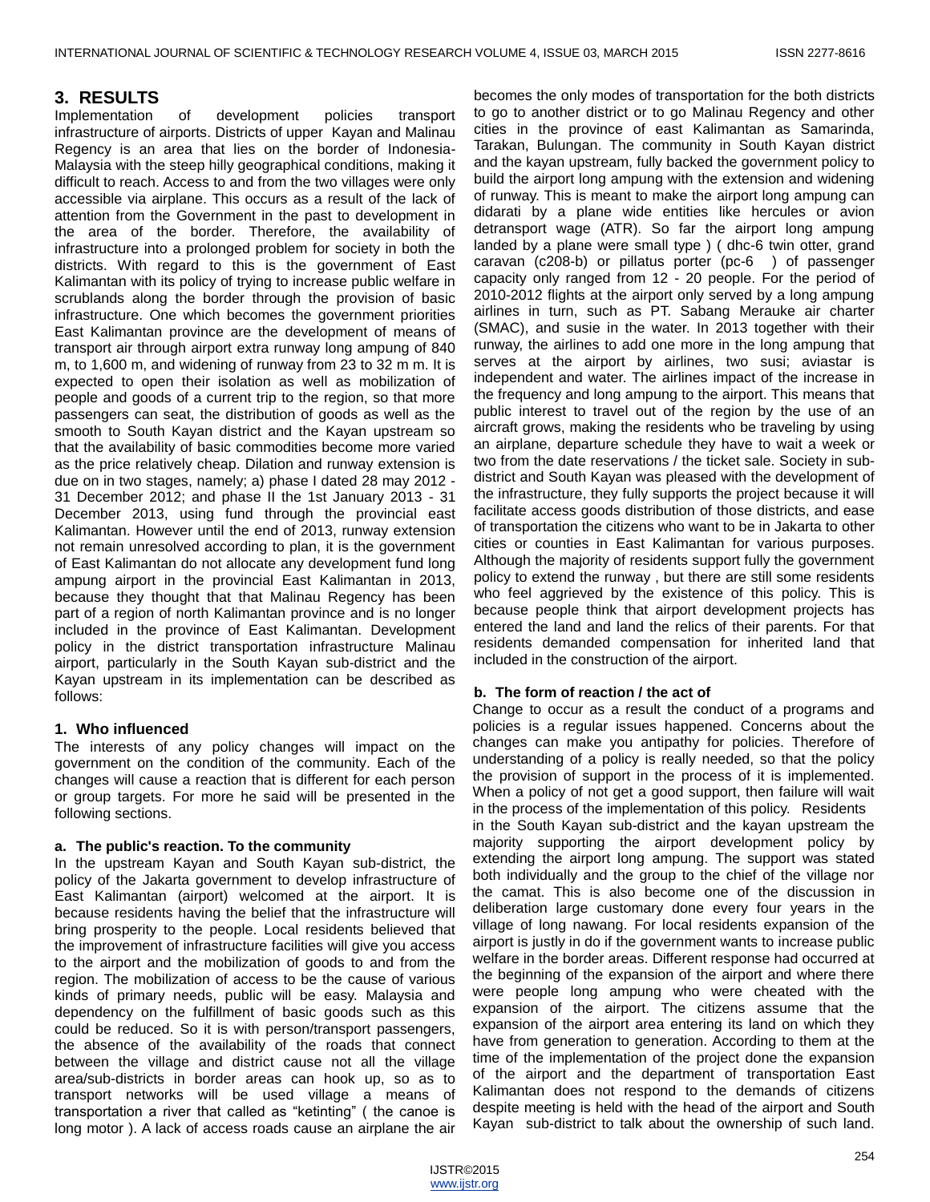## 3. RESULTS

Implementation of development policies transport infrastructure of airports. Districts of upper Kayan and Malinau Regency is an area that lies on the border of Indonesia-Malaysia with the steep hilly geographical conditions, making it difficult to reach. Access to and from the two villages were only accessible via airplane. This occurs as a result of the lack of attention from the Government in the past to development in the area of the border. Therefore, the availability of infrastructure into a prolonged problem for society in both the districts. With regard to this is the government of East Kalimantan with its policy of trying to increase public welfare in scrublands along the border through the provision of basic infrastructure. One which becomes the government priorities East Kalimantan province are the development of means of transport air through airport extra runway long ampung of 840 m, to 1,600 m, and widening of runway from 23 to 32 m m. It is expected to open their isolation as well as mobilization of people and goods of a current trip to the region, so that more passengers can seat, the distribution of goods as well as the smooth to South Kayan district and the Kayan upstream so that the availability of basic commodities become more varied as the price relatively cheap. Dilation and runway extension is due on in two stages, namely; a) phase I dated 28 may 2012 - 31 December 2012; and phase II the 1st January 2013 - 31 December 2013, using fund through the provincial east Kalimantan. However until the end of 2013, runway extension not remain unresolved according to plan, it is the government of East Kalimantan do not allocate any development fund long ampung airport in the provincial East Kalimantan in 2013, because they thought that that Malinau Regency has been part of a region of north Kalimantan province and is no longer included in the province of East Kalimantan. Development policy in the district transportation infrastructure Malinau airport, particularly in the South Kayan sub-district and the Kayan upstream in its implementation can be described as follows:

### 1. Who influenced

The interests of any policy changes will impact on the government on the condition of the community. Each of the changes will cause a reaction that is different for each person or group targets. For more he said will be presented in the following sections.

#### a. The public's reaction. To the community

In the upstream Kayan and South Kayan sub-district, the policy of the Jakarta government to develop infrastructure of East Kalimantan (airport) welcomed at the airport. It is because residents having the belief that the infrastructure will bring prosperity to the people. Local residents believed that the improvement of infrastructure facilities will give you access to the airport and the mobilization of goods to and from the region. The mobilization of access to be the cause of various kinds of primary needs, public will be easy. Malaysia and dependency on the fulfillment of basic goods such as this could be reduced. So it is with person/transport passengers, the absence of the availability of the roads that connect between the village and district cause not all the village area/sub-districts in border areas can hook up, so as to transport networks will be used village a means of transportation a river that called as “ketinting” ( the canoe is long motor ). A lack of access roads cause an airplane the air becomes the only modes of transportation for the both districts to go to another district or to go Malinau Regency and other cities in the province of east Kalimantan as Samarinda, Tarakan, Bulungan. The community in South Kayan district and the kayan upstream, fully backed the government policy to build the airport long ampung with the extension and widening of runway. This is meant to make the airport long ampung can didarati by a plane wide entities like hercules or avion detransport wage (ATR). So far the airport long ampung landed by a plane were small type ) ( dhc-6 twin otter, grand caravan (c208-b) or pillatus porter (pc-6 ) of passenger capacity only ranged from 12 - 20 people. For the period of 2010-2012 flights at the airport only served by a long ampung airlines in turn, such as PT. Sabang Merauke air charter (SMAC), and susie in the water. In 2013 together with their runway, the airlines to add one more in the long ampung that serves at the airport by airlines, two susi; aviastar is independent and water. The airlines impact of the increase in the frequency and long ampung to the airport. This means that public interest to travel out of the region by the use of an aircraft grows, making the residents who be traveling by using an airplane, departure schedule they have to wait a week or two from the date reservations / the ticket sale. Society in sub-district and South Kayan was pleased with the development of the infrastructure, they fully supports the project because it will facilitate access goods distribution of those districts, and ease of transportation the citizens who want to be in Jakarta to other cities or counties in East Kalimantan for various purposes. Although the majority of residents support fully the government policy to extend the runway , but there are still some residents who feel aggrieved by the existence of this policy. This is because people think that airport development projects has entered the land and land the relics of their parents. For that residents demanded compensation for inherited land that included in the construction of the airport.

#### b. The form of reaction / the act of

Change to occur as a result the conduct of a programs and policies is a regular issues happened. Concerns about the changes can make you antipathy for policies. Therefore of understanding of a policy is really needed, so that the policy the provision of support in the process of it is implemented. When a policy of not get a good support, then failure will wait in the process of the implementation of this policy. Residents in the South Kayan sub-district and the kayan upstream the majority supporting the airport development policy by extending the airport long ampung. The support was stated both individually and the group to the chief of the village nor the camat. This is also become one of the discussion in deliberation large customary done every four years in the village of long nawang. For local residents expansion of the airport is justly in do if the government wants to increase public welfare in the border areas. Different response had occurred at the beginning of the expansion of the airport and where there were people long ampung who were cheated with the expansion of the airport. The citizens assume that the expansion of the airport area entering its land on which they have from generation to generation. According to them at the time of the implementation of the project done the expansion of the airport and the department of transportation East Kalimantan does not respond to the demands of citizens despite meeting is held with the head of the airport and South Kayan sub-district to talk about the ownership of such land.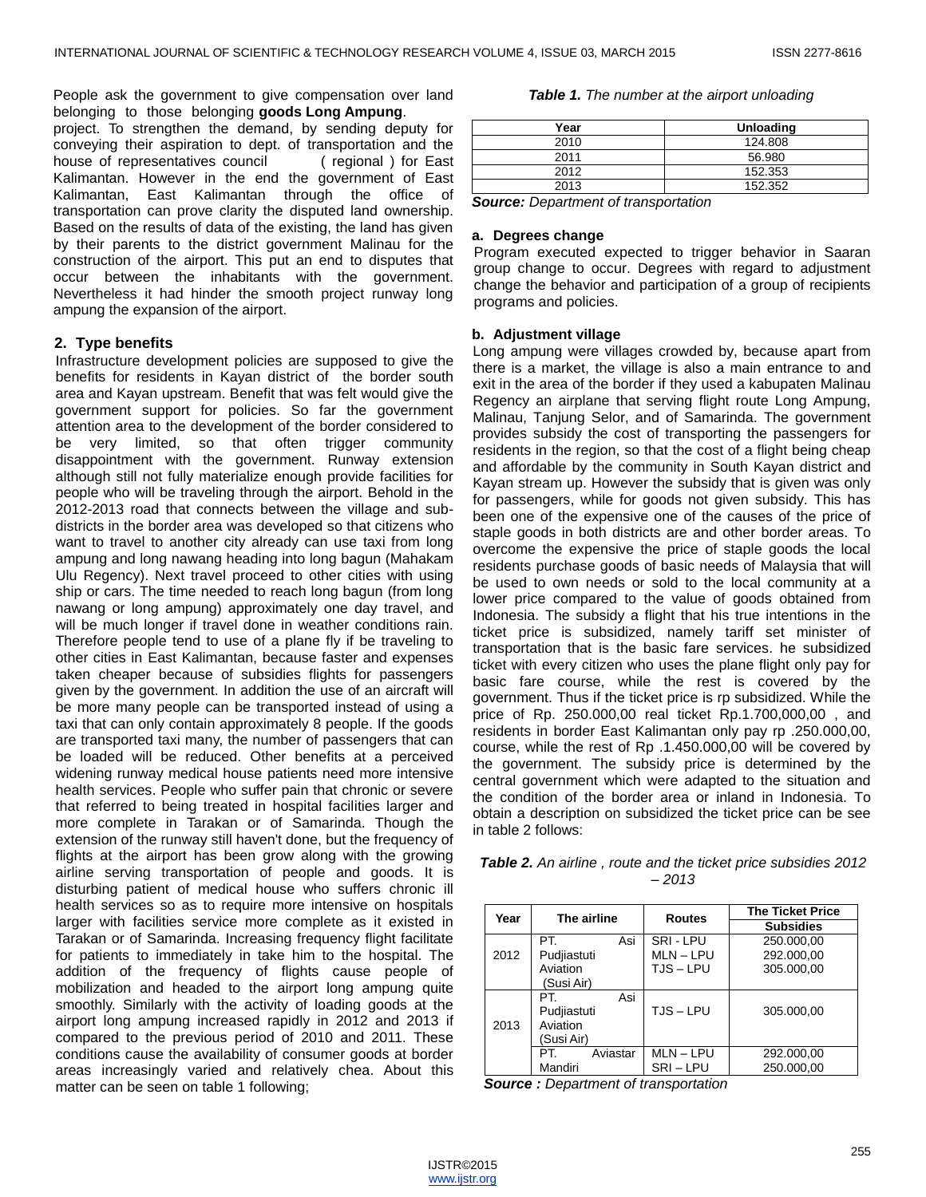People ask the government to give compensation over land belonging to those belonging **goods Long Ampung**. project. To strengthen the demand, by sending deputy for conveying their aspiration to dept. of transportation and the house of representatives council ( regional ) for East Kalimantan. However in the end the government of East Kalimantan, East Kalimantan through the office of transportation can prove clarity the disputed land ownership. Based on the results of data of the existing, the land has given by their parents to the district government Malinau for the construction of the airport. This put an end to disputes that occur between the inhabitants with the government. Nevertheless it had hinder the smooth project runway long ampung the expansion of the airport.

## 2. Type benefits

Infrastructure development policies are supposed to give the benefits for residents in Kayan district of the border south area and Kayan upstream. Benefit that was felt would give the government support for policies. So far the government attention area to the development of the border considered to be very limited, so that often trigger community disappointment with the government. Runway extension although still not fully materialize enough provide facilities for people who will be traveling through the airport. Behold in the 2012-2013 road that connects between the village and sub-districts in the border area was developed so that citizens who want to travel to another city already can use taxi from long ampung and long nawang heading into long bagun (Mahakam Ulu Regency). Next travel proceed to other cities with using ship or cars. The time needed to reach long bagun (from long nawang or long ampung) approximately one day travel, and will be much longer if travel done in weather conditions rain. Therefore people tend to use of a plane fly if be traveling to other cities in East Kalimantan, because faster and expenses taken cheaper because of subsidies flights for passengers given by the government. In addition the use of an aircraft will be more many people can be transported instead of using a taxi that can only contain approximately 8 people. If the goods are transported taxi many, the number of passengers that can be loaded will be reduced. Other benefits at a perceived widening runway medical house patients need more intensive health services. People who suffer pain that chronic or severe that referred to being treated in hospital facilities larger and more complete in Tarakan or of Samarinda. Though the extension of the runway still haven't done, but the frequency of flights at the airport has been grow along with the growing airline serving transportation of people and goods. It is disturbing patient of medical house who suffers chronic ill health services so as to require more intensive on hospitals larger with facilities service more complete as it existed in Tarakan or of Samarinda. Increasing frequency flight facilitate for patients to immediately in take him to the hospital. The addition of the frequency of flights cause people of mobilization and headed to the airport long ampung quite smoothly. Similarly with the activity of loading goods at the airport long ampung increased rapidly in 2012 and 2013 if compared to the previous period of 2010 and 2011. These conditions cause the availability of consumer goods at border areas increasingly varied and relatively chea. About this matter can be seen on table 1 following;

***Table 1.*** *The number at the airport unloading*

| Year | Unloading |
|---|---|
| 2010 | 124.808 |
| 2011 | 56.980 |
| 2012 | 152.353 |
| 2013 | 152.352 |

***Source:*** *Department of transportation*

### a. Degrees change

Program executed expected to trigger behavior in Saaran group change to occur. Degrees with regard to adjustment change the behavior and participation of a group of recipients programs and policies.

### b. Adjustment village

Long ampung were villages crowded by, because apart from there is a market, the village is also a main entrance to and exit in the area of the border if they used a kabupaten Malinau Regency an airplane that serving flight route Long Ampung, Malinau, Tanjung Selor, and of Samarinda. The government provides subsidy the cost of transporting the passengers for residents in the region, so that the cost of a flight being cheap and affordable by the community in South Kayan district and Kayan stream up. However the subsidy that is given was only for passengers, while for goods not given subsidy. This has been one of the expensive one of the causes of the price of staple goods in both districts are and other border areas. To overcome the expensive the price of staple goods the local residents purchase goods of basic needs of Malaysia that will be used to own needs or sold to the local community at a lower price compared to the value of goods obtained from Indonesia. The subsidy a flight that his true intentions in the ticket price is subsidized, namely tariff set minister of transportation that is the basic fare services. he subsidized ticket with every citizen who uses the plane flight only pay for basic fare course, while the rest is covered by the government. Thus if the ticket price is rp subsidized. While the price of Rp. 250.000,00 real ticket Rp.1.700,000,00 , and residents in border East Kalimantan only pay rp .250.000,00, course, while the rest of Rp .1.450.000,00 will be covered by the government. The subsidy price is determined by the central government which were adapted to the situation and the condition of the border area or inland in Indonesia. To obtain a description on subsidized the ticket price can be see in table 2 follows:

***Table 2.*** *An airline , route and the ticket price subsidies 2012 – 2013*

| Year | The airline | Routes | The Ticket Price |
|---|---|---|---|
| | | | Subsidies |
| 2012 | PT. Asi Pudjiastuti Aviation (Susi Air) | SRI - LPU<br>MLN – LPU<br>TJS – LPU | 250.000,00<br>292.000,00<br>305.000,00 |
| 2013 | PT. Asi Pudjiastuti Aviation (Susi Air) | TJS – LPU | 305.000,00 |
| | PT. Aviastar Mandiri | MLN – LPU<br>SRI – LPU | 292.000,00<br>250.000,00 |

***Source :*** *Department of transportation*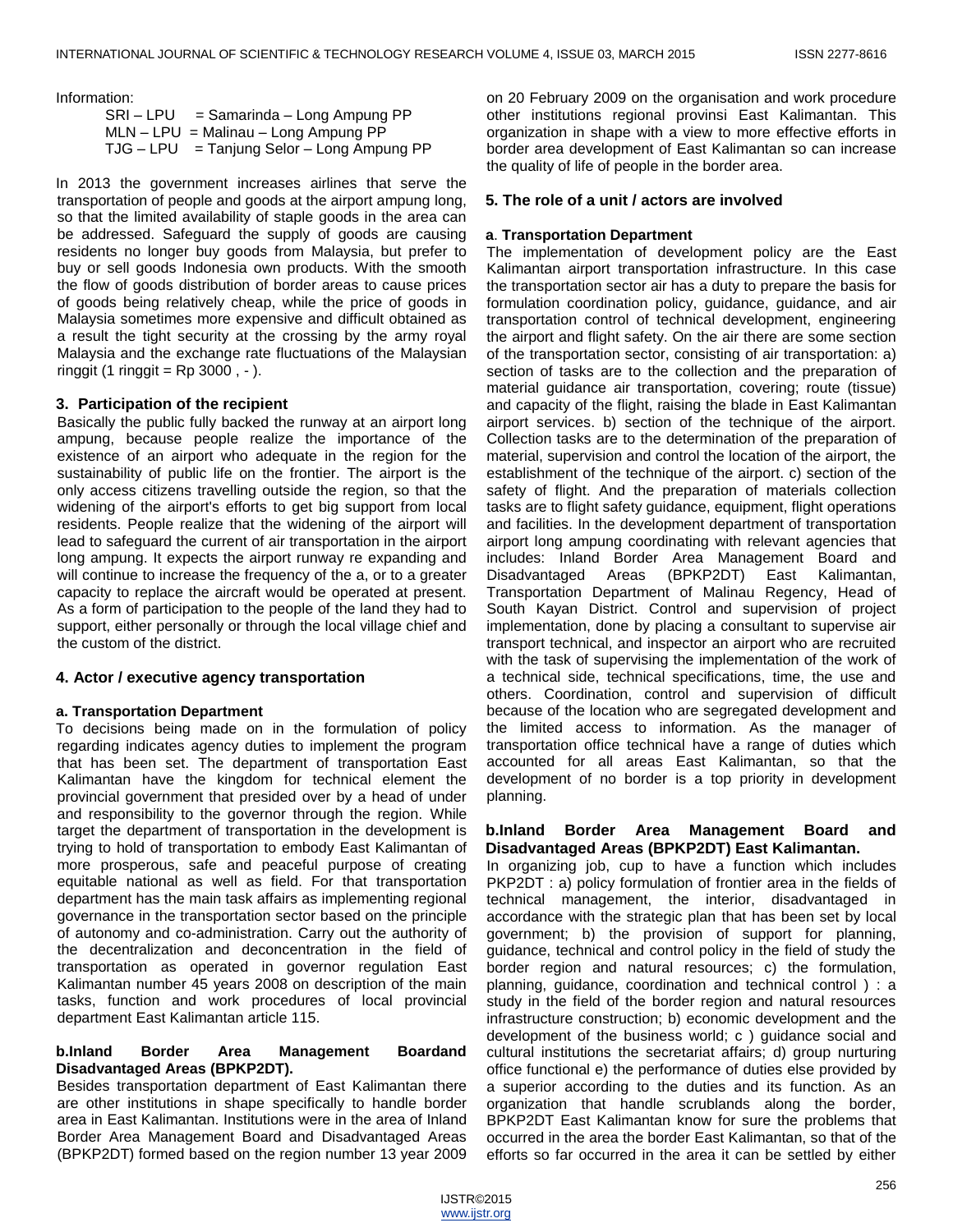Information:

SRI – LPU = Samarinda – Long Ampung PP
MLN – LPU = Malinau – Long Ampung PP
TJG – LPU = Tanjung Selor – Long Ampung PP

In 2013 the government increases airlines that serve the transportation of people and goods at the airport ampung long, so that the limited availability of staple goods in the area can be addressed. Safeguard the supply of goods are causing residents no longer buy goods from Malaysia, but prefer to buy or sell goods Indonesia own products. With the smooth the flow of goods distribution of border areas to cause prices of goods being relatively cheap, while the price of goods in Malaysia sometimes more expensive and difficult obtained as a result the tight security at the crossing by the army royal Malaysia and the exchange rate fluctuations of the Malaysian ringgit (1 ringgit = Rp 3000 , - ).

### 3. Participation of the recipient

Basically the public fully backed the runway at an airport long ampung, because people realize the importance of the existence of an airport who adequate in the region for the sustainability of public life on the frontier. The airport is the only access citizens travelling outside the region, so that the widening of the airport's efforts to get big support from local residents. People realize that the widening of the airport will lead to safeguard the current of air transportation in the airport long ampung. It expects the airport runway re expanding and will continue to increase the frequency of the a, or to a greater capacity to replace the aircraft would be operated at present. As a form of participation to the people of the land they had to support, either personally or through the local village chief and the custom of the district.

### 4. Actor / executive agency transportation

#### a. Transportation Department

To decisions being made on in the formulation of policy regarding indicates agency duties to implement the program that has been set. The department of transportation East Kalimantan have the kingdom for technical element the provincial government that presided over by a head of under and responsibility to the governor through the region. While target the department of transportation in the development is trying to hold of transportation to embody East Kalimantan of more prosperous, safe and peaceful purpose of creating equitable national as well as field. For that transportation department has the main task affairs as implementing regional governance in the transportation sector based on the principle of autonomy and co-administration. Carry out the authority of the decentralization and deconcentration in the field of transportation as operated in governor regulation East Kalimantan number 45 years 2008 on description of the main tasks, function and work procedures of local provincial department East Kalimantan article 115.

#### b.Inland Border Area Management Boardand Disadvantaged Areas (BPKP2DT).

Besides transportation department of East Kalimantan there are other institutions in shape specifically to handle border area in East Kalimantan. Institutions were in the area of Inland Border Area Management Board and Disadvantaged Areas (BPKP2DT) formed based on the region number 13 year 2009 on 20 February 2009 on the organisation and work procedure other institutions regional provinsi East Kalimantan. This organization in shape with a view to more effective efforts in border area development of East Kalimantan so can increase the quality of life of people in the border area.

### 5. The role of a unit / actors are involved

#### a. Transportation Department

The implementation of development policy are the East Kalimantan airport transportation infrastructure. In this case the transportation sector air has a duty to prepare the basis for formulation coordination policy, guidance, guidance, and air transportation control of technical development, engineering the airport and flight safety. On the air there are some section of the transportation sector, consisting of air transportation: a) section of tasks are to the collection and the preparation of material guidance air transportation, covering; route (tissue) and capacity of the flight, raising the blade in East Kalimantan airport services. b) section of the technique of the airport. Collection tasks are to the determination of the preparation of material, supervision and control the location of the airport, the establishment of the technique of the airport. c) section of the safety of flight. And the preparation of materials collection tasks are to flight safety guidance, equipment, flight operations and facilities. In the development department of transportation airport long ampung coordinating with relevant agencies that includes: Inland Border Area Management Board and Disadvantaged Areas (BPKP2DT) East Kalimantan, Transportation Department of Malinau Regency, Head of South Kayan District. Control and supervision of project implementation, done by placing a consultant to supervise air transport technical, and inspector an airport who are recruited with the task of supervising the implementation of the work of a technical side, technical specifications, time, the use and others. Coordination, control and supervision of difficult because of the location who are segregated development and the limited access to information. As the manager of transportation office technical have a range of duties which accounted for all areas East Kalimantan, so that the development of no border is a top priority in development planning.

#### b.Inland Border Area Management Board and Disadvantaged Areas (BPKP2DT) East Kalimantan.

In organizing job, cup to have a function which includes PKP2DT : a) policy formulation of frontier area in the fields of technical management, the interior, disadvantaged in accordance with the strategic plan that has been set by local government; b) the provision of support for planning, guidance, technical and control policy in the field of study the border region and natural resources; c) the formulation, planning, guidance, coordination and technical control ) : a study in the field of the border region and natural resources infrastructure construction; b) economic development and the development of the business world; c ) guidance social and cultural institutions the secretariat affairs; d) group nurturing office functional e) the performance of duties else provided by a superior according to the duties and its function. As an organization that handle scrublands along the border, BPKP2DT East Kalimantan know for sure the problems that occurred in the area the border East Kalimantan, so that of the efforts so far occurred in the area it can be settled by either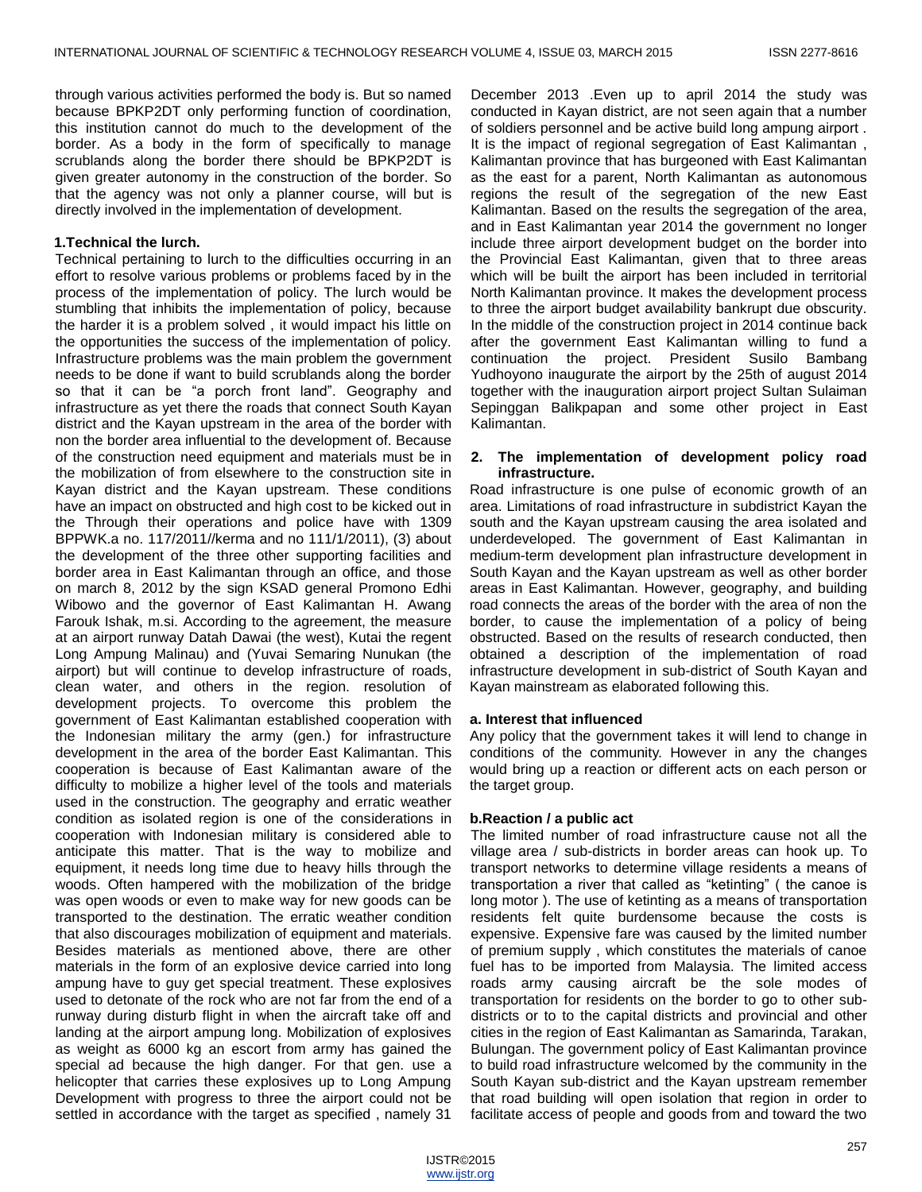through various activities performed the body is. But so named because BPKP2DT only performing function of coordination, this institution cannot do much to the development of the border. As a body in the form of specifically to manage scrublands along the border there should be BPKP2DT is given greater autonomy in the construction of the border. So that the agency was not only a planner course, will but is directly involved in the implementation of development.

**1.Technical the lurch.**

Technical pertaining to lurch to the difficulties occurring in an effort to resolve various problems or problems faced by in the process of the implementation of policy. The lurch would be stumbling that inhibits the implementation of policy, because the harder it is a problem solved , it would impact his little on the opportunities the success of the implementation of policy. Infrastructure problems was the main problem the government needs to be done if want to build scrublands along the border so that it can be "a porch front land". Geography and infrastructure as yet there the roads that connect South Kayan district and the Kayan upstream in the area of the border with non the border area influential to the development of. Because of the construction need equipment and materials must be in the mobilization of from elsewhere to the construction site in Kayan district and the Kayan upstream. These conditions have an impact on obstructed and high cost to be kicked out in the Through their operations and police have with 1309 BPPWK.a no. 117/2011//kerma and no 111/1/2011), (3) about the development of the three other supporting facilities and border area in East Kalimantan through an office, and those on march 8, 2012 by the sign KSAD general Promono Edhi Wibowo and the governor of East Kalimantan H. Awang Farouk Ishak, m.si. According to the agreement, the measure at an airport runway Datah Dawai (the west), Kutai the regent Long Ampung Malinau) and (Yuvai Semaring Nunukan (the airport) but will continue to develop infrastructure of roads, clean water, and others in the region. resolution of development projects. To overcome this problem the government of East Kalimantan established cooperation with the Indonesian military the army (gen.) for infrastructure development in the area of the border East Kalimantan. This cooperation is because of East Kalimantan aware of the difficulty to mobilize a higher level of the tools and materials used in the construction. The geography and erratic weather condition as isolated region is one of the considerations in cooperation with Indonesian military is considered able to anticipate this matter. That is the way to mobilize and equipment, it needs long time due to heavy hills through the woods. Often hampered with the mobilization of the bridge was open woods or even to make way for new goods can be transported to the destination. The erratic weather condition that also discourages mobilization of equipment and materials. Besides materials as mentioned above, there are other materials in the form of an explosive device carried into long ampung have to guy get special treatment. These explosives used to detonate of the rock who are not far from the end of a runway during disturb flight in when the aircraft take off and landing at the airport ampung long. Mobilization of explosives as weight as 6000 kg an escort from army has gained the special ad because the high danger. For that gen. use a helicopter that carries these explosives up to Long Ampung Development with progress to three the airport could not be settled in accordance with the target as specified , namely 31 December 2013 .Even up to april 2014 the study was conducted in Kayan district, are not seen again that a number of soldiers personnel and be active build long ampung airport . It is the impact of regional segregation of East Kalimantan , Kalimantan province that has burgeoned with East Kalimantan as the east for a parent, North Kalimantan as autonomous regions the result of the segregation of the new East Kalimantan. Based on the results the segregation of the area, and in East Kalimantan year 2014 the government no longer include three airport development budget on the border into the Provincial East Kalimantan, given that to three areas which will be built the airport has been included in territorial North Kalimantan province. It makes the development process to three the airport budget availability bankrupt due obscurity. In the middle of the construction project in 2014 continue back after the government East Kalimantan willing to fund a continuation the project. President Susilo Bambang Yudhoyono inaugurate the airport by the 25th of august 2014 together with the inauguration airport project Sultan Sulaiman Sepinggan Balikpapan and some other project in East Kalimantan.

**2. The implementation of development policy road infrastructure.**

Road infrastructure is one pulse of economic growth of an area. Limitations of road infrastructure in subdistrict Kayan the south and the Kayan upstream causing the area isolated and underdeveloped. The government of East Kalimantan in medium-term development plan infrastructure development in South Kayan and the Kayan upstream as well as other border areas in East Kalimantan. However, geography, and building road connects the areas of the border with the area of non the border, to cause the implementation of a policy of being obstructed. Based on the results of research conducted, then obtained a description of the implementation of road infrastructure development in sub-district of South Kayan and Kayan mainstream as elaborated following this.

**a. Interest that influenced**

Any policy that the government takes it will lend to change in conditions of the community. However in any the changes would bring up a reaction or different acts on each person or the target group.

**b.Reaction / a public act**

The limited number of road infrastructure cause not all the village area / sub-districts in border areas can hook up. To transport networks to determine village residents a means of transportation a river that called as "ketinting" ( the canoe is long motor ). The use of ketinting as a means of transportation residents felt quite burdensome because the costs is expensive. Expensive fare was caused by the limited number of premium supply , which constitutes the materials of canoe fuel has to be imported from Malaysia. The limited access roads army causing aircraft be the sole modes of transportation for residents on the border to go to other sub-districts or to to the capital districts and provincial and other cities in the region of East Kalimantan as Samarinda, Tarakan, Bulungan. The government policy of East Kalimantan province to build road infrastructure welcomed by the community in the South Kayan sub-district and the Kayan upstream remember that road building will open isolation that region in order to facilitate access of people and goods from and toward the two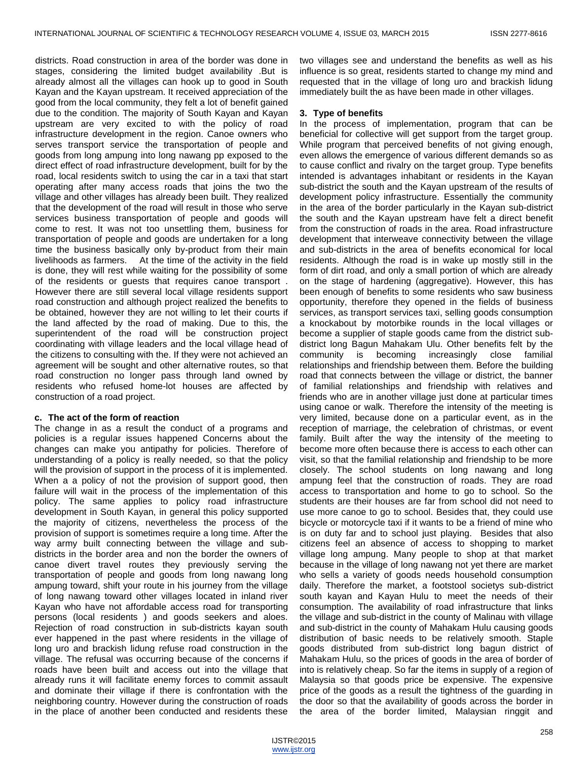districts. Road construction in area of the border was done in stages, considering the limited budget availability .But is already almost all the villages can hook up to good in South Kayan and the Kayan upstream. It received appreciation of the good from the local community, they felt a lot of benefit gained due to the condition. The majority of South Kayan and Kayan upstream are very excited to with the policy of road infrastructure development in the region. Canoe owners who serves transport service the transportation of people and goods from long ampung into long nawang pp exposed to the direct effect of road infrastructure development, built for by the road, local residents switch to using the car in a taxi that start operating after many access roads that joins the two the village and other villages has already been built. They realized that the development of the road will result in those who serve services business transportation of people and goods will come to rest. It was not too unsettling them, business for transportation of people and goods are undertaken for a long time the business basically only by-product from their main livelihoods as farmers. At the time of the activity in the field is done, they will rest while waiting for the possibility of some of the residents or guests that requires canoe transport . However there are still several local village residents support road construction and although project realized the benefits to be obtained, however they are not willing to let their courts if the land affected by the road of making. Due to this, the superintendent of the road will be construction project coordinating with village leaders and the local village head of the citizens to consulting with the. If they were not achieved an agreement will be sought and other alternative routes, so that road construction no longer pass through land owned by residents who refused home-lot houses are affected by construction of a road project.

#### c. The act of the form of reaction

The change in as a result the conduct of a programs and policies is a regular issues happened Concerns about the changes can make you antipathy for policies. Therefore of understanding of a policy is really needed, so that the policy will the provision of support in the process of it is implemented. When a a policy of not the provision of support good, then failure will wait in the process of the implementation of this policy. The same applies to policy road infrastructure development in South Kayan, in general this policy supported the majority of citizens, nevertheless the process of the provision of support is sometimes require a long time. After the way army built connecting between the village and sub-districts in the border area and non the border the owners of canoe divert travel routes they previously serving the transportation of people and goods from long nawang long ampung toward, shift your route in his journey from the village of long nawang toward other villages located in inland river Kayan who have not affordable access road for transporting persons (local residents ) and goods seekers and aloes. Rejection of road construction in sub-districts kayan south ever happened in the past where residents in the village of long uro and brackish lidung refuse road construction in the village. The refusal was occurring because of the concerns if roads have been built and access out into the village that already runs it will facilitate enemy forces to commit assault and dominate their village if there is confrontation with the neighboring country. However during the construction of roads in the place of another been conducted and residents these two villages see and understand the benefits as well as his influence is so great, residents started to change my mind and requested that in the village of long uro and brackish lidung immediately built the as have been made in other villages.

### 3. Type of benefits

In the process of implementation, program that can be beneficial for collective will get support from the target group. While program that perceived benefits of not giving enough, even allows the emergence of various different demands so as to cause conflict and rivalry on the target group. Type benefits intended is advantages inhabitant or residents in the Kayan sub-district the south and the Kayan upstream of the results of development policy infrastructure. Essentially the community in the area of the border particularly in the Kayan sub-district the south and the Kayan upstream have felt a direct benefit from the construction of roads in the area. Road infrastructure development that interweave connectivity between the village and sub-districts in the area of benefits economical for local residents. Although the road is in wake up mostly still in the form of dirt road, and only a small portion of which are already on the stage of hardening (aggregative). However, this has been enough of benefits to some residents who saw business opportunity, therefore they opened in the fields of business services, as transport services taxi, selling goods consumption a knockabout by motorbike rounds in the local villages or become a supplier of staple goods came from the district sub-district long Bagun Mahakam Ulu. Other benefits felt by the community is becoming increasingly close familial relationships and friendship between them. Before the building road that connects between the village or district, the banner of familial relationships and friendship with relatives and friends who are in another village just done at particular times using canoe or walk. Therefore the intensity of the meeting is very limited, because done on a particular event, as in the reception of marriage, the celebration of christmas, or event family. Built after the way the intensity of the meeting to become more often because there is access to each other can visit, so that the familial relationship and friendship to be more closely. The school students on long nawang and long ampung feel that the construction of roads. They are road access to transportation and home to go to school. So the students are their houses are far from school did not need to use more canoe to go to school. Besides that, they could use bicycle or motorcycle taxi if it wants to be a friend of mine who is on duty far and to school just playing. Besides that also citizens feel an absence of access to shopping to market village long ampung. Many people to shop at that market because in the village of long nawang not yet there are market who sells a variety of goods needs household consumption daily. Therefore the market, a footstool societys sub-district south kayan and Kayan Hulu to meet the needs of their consumption. The availability of road infrastructure that links the village and sub-district in the county of Malinau with village and sub-district in the county of Mahakam Hulu causing goods distribution of basic needs to be relatively smooth. Staple goods distributed from sub-district long bagun district of Mahakam Hulu, so the prices of goods in the area of border of into is relatively cheap. So far the items in supply of a region of Malaysia so that goods price be expensive. The expensive price of the goods as a result the tightness of the guarding in the door so that the availability of goods across the border in the area of the border limited, Malaysian ringgit and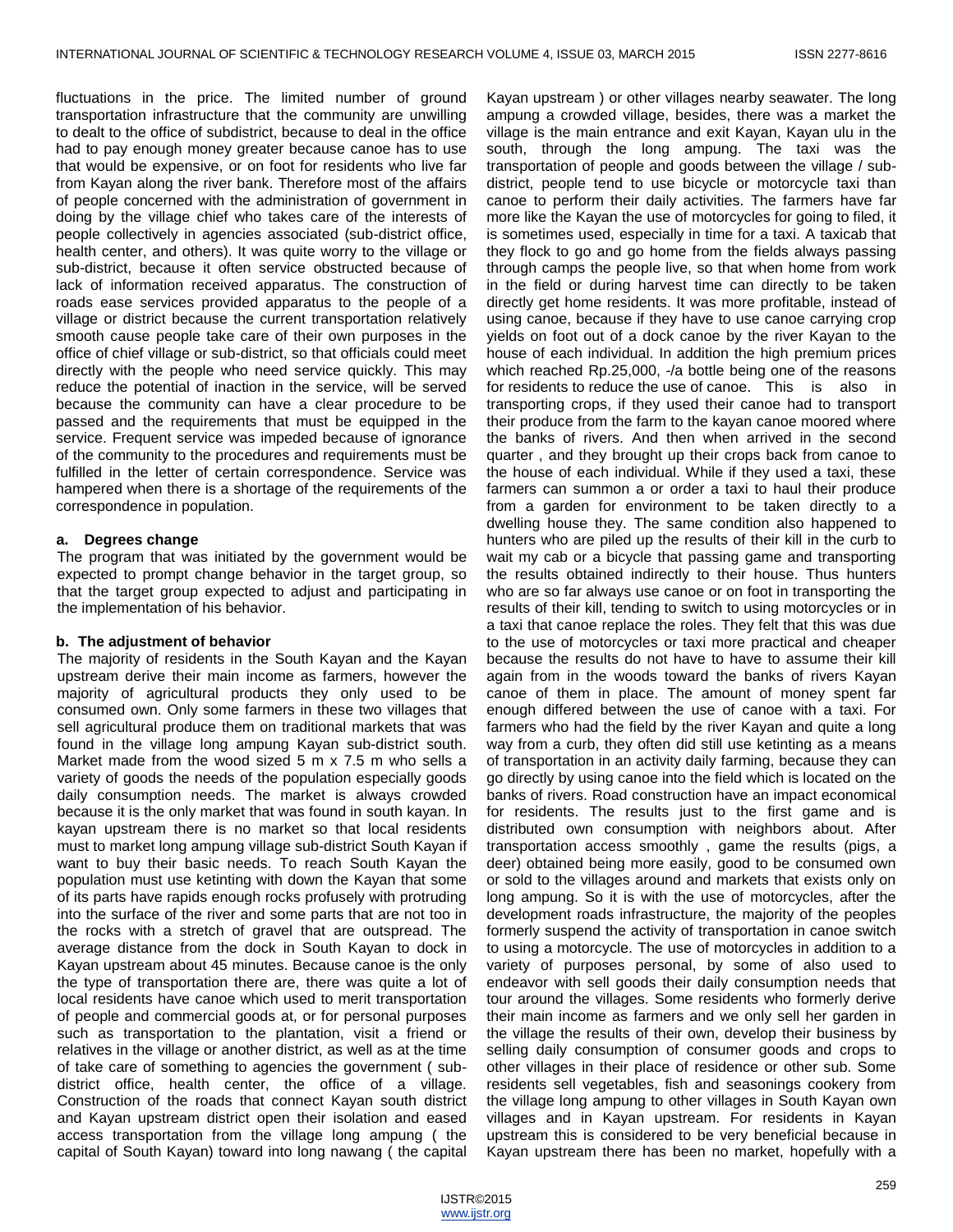fluctuations in the price. The limited number of ground transportation infrastructure that the community are unwilling to dealt to the office of subdistrict, because to deal in the office had to pay enough money greater because canoe has to use that would be expensive, or on foot for residents who live far from Kayan along the river bank. Therefore most of the affairs of people concerned with the administration of government in doing by the village chief who takes care of the interests of people collectively in agencies associated (sub-district office, health center, and others). It was quite worry to the village or sub-district, because it often service obstructed because of lack of information received apparatus. The construction of roads ease services provided apparatus to the people of a village or district because the current transportation relatively smooth cause people take care of their own purposes in the office of chief village or sub-district, so that officials could meet directly with the people who need service quickly. This may reduce the potential of inaction in the service, will be served because the community can have a clear procedure to be passed and the requirements that must be equipped in the service. Frequent service was impeded because of ignorance of the community to the procedures and requirements must be fulfilled in the letter of certain correspondence. Service was hampered when there is a shortage of the requirements of the correspondence in population.

**a. Degrees change**

The program that was initiated by the government would be expected to prompt change behavior in the target group, so that the target group expected to adjust and participating in the implementation of his behavior.

**b. The adjustment of behavior**

The majority of residents in the South Kayan and the Kayan upstream derive their main income as farmers, however the majority of agricultural products they only used to be consumed own. Only some farmers in these two villages that sell agricultural produce them on traditional markets that was found in the village long ampung Kayan sub-district south. Market made from the wood sized 5 m x 7.5 m who sells a variety of goods the needs of the population especially goods daily consumption needs. The market is always crowded because it is the only market that was found in south kayan. In kayan upstream there is no market so that local residents must to market long ampung village sub-district South Kayan if want to buy their basic needs. To reach South Kayan the population must use ketinting with down the Kayan that some of its parts have rapids enough rocks profusely with protruding into the surface of the river and some parts that are not too in the rocks with a stretch of gravel that are outspread. The average distance from the dock in South Kayan to dock in Kayan upstream about 45 minutes. Because canoe is the only the type of transportation there are, there was quite a lot of local residents have canoe which used to merit transportation of people and commercial goods at, or for personal purposes such as transportation to the plantation, visit a friend or relatives in the village or another district, as well as at the time of take care of something to agencies the government ( sub-district office, health center, the office of a village. Construction of the roads that connect Kayan south district and Kayan upstream district open their isolation and eased access transportation from the village long ampung ( the capital of South Kayan) toward into long nawang ( the capital Kayan upstream ) or other villages nearby seawater. The long ampung a crowded village, besides, there was a market the village is the main entrance and exit Kayan, Kayan ulu in the south, through the long ampung. The taxi was the transportation of people and goods between the village / sub-district, people tend to use bicycle or motorcycle taxi than canoe to perform their daily activities. The farmers have far more like the Kayan the use of motorcycles for going to filed, it is sometimes used, especially in time for a taxi. A taxicab that they flock to go and go home from the fields always passing through camps the people live, so that when home from work in the field or during harvest time can directly to be taken directly get home residents. It was more profitable, instead of using canoe, because if they have to use canoe carrying crop yields on foot out of a dock canoe by the river Kayan to the house of each individual. In addition the high premium prices which reached Rp.25,000, -/a bottle being one of the reasons for residents to reduce the use of canoe. This is also in transporting crops, if they used their canoe had to transport their produce from the farm to the kayan canoe moored where the banks of rivers. And then when arrived in the second quarter , and they brought up their crops back from canoe to the house of each individual. While if they used a taxi, these farmers can summon a or order a taxi to haul their produce from a garden for environment to be taken directly to a dwelling house they. The same condition also happened to hunters who are piled up the results of their kill in the curb to wait my cab or a bicycle that passing game and transporting the results obtained indirectly to their house. Thus hunters who are so far always use canoe or on foot in transporting the results of their kill, tending to switch to using motorcycles or in a taxi that canoe replace the roles. They felt that this was due to the use of motorcycles or taxi more practical and cheaper because the results do not have to have to assume their kill again from in the woods toward the banks of rivers Kayan canoe of them in place. The amount of money spent far enough differed between the use of canoe with a taxi. For farmers who had the field by the river Kayan and quite a long way from a curb, they often did still use ketinting as a means of transportation in an activity daily farming, because they can go directly by using canoe into the field which is located on the banks of rivers. Road construction have an impact economical for residents. The results just to the first game and is distributed own consumption with neighbors about. After transportation access smoothly , game the results (pigs, a deer) obtained being more easily, good to be consumed own or sold to the villages around and markets that exists only on long ampung. So it is with the use of motorcycles, after the development roads infrastructure, the majority of the peoples formerly suspend the activity of transportation in canoe switch to using a motorcycle. The use of motorcycles in addition to a variety of purposes personal, by some of also used to endeavor with sell goods their daily consumption needs that tour around the villages. Some residents who formerly derive their main income as farmers and we only sell her garden in the village the results of their own, develop their business by selling daily consumption of consumer goods and crops to other villages in their place of residence or other sub. Some residents sell vegetables, fish and seasonings cookery from the village long ampung to other villages in South Kayan own villages and in Kayan upstream. For residents in Kayan upstream this is considered to be very beneficial because in Kayan upstream there has been no market, hopefully with a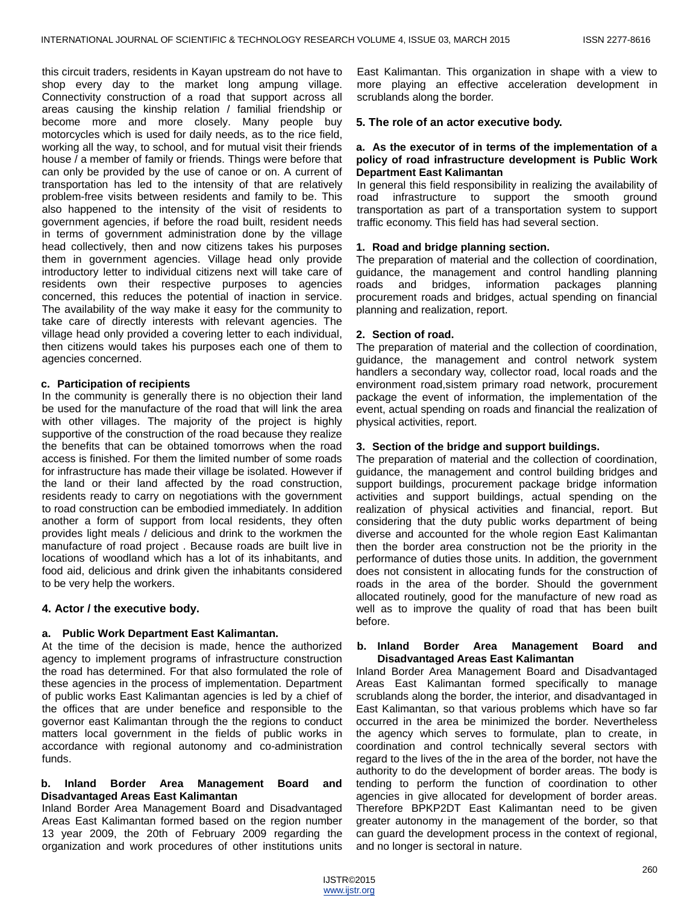this circuit traders, residents in Kayan upstream do not have to shop every day to the market long ampung village. Connectivity construction of a road that support across all areas causing the kinship relation / familial friendship or become more and more closely. Many people buy motorcycles which is used for daily needs, as to the rice field, working all the way, to school, and for mutual visit their friends house / a member of family or friends. Things were before that can only be provided by the use of canoe or on. A current of transportation has led to the intensity of that are relatively problem-free visits between residents and family to be. This also happened to the intensity of the visit of residents to government agencies, if before the road built, resident needs in terms of government administration done by the village head collectively, then and now citizens takes his purposes them in government agencies. Village head only provide introductory letter to individual citizens next will take care of residents own their respective purposes to agencies concerned, this reduces the potential of inaction in service. The availability of the way make it easy for the community to take care of directly interests with relevant agencies. The village head only provided a covering letter to each individual, then citizens would takes his purposes each one of them to agencies concerned.

**c. Participation of recipients**

In the community is generally there is no objection their land be used for the manufacture of the road that will link the area with other villages. The majority of the project is highly supportive of the construction of the road because they realize the benefits that can be obtained tomorrows when the road access is finished. For them the limited number of some roads for infrastructure has made their village be isolated. However if the land or their land affected by the road construction, residents ready to carry on negotiations with the government to road construction can be embodied immediately. In addition another a form of support from local residents, they often provides light meals / delicious and drink to the workmen the manufacture of road project . Because roads are built live in locations of woodland which has a lot of its inhabitants, and food aid, delicious and drink given the inhabitants considered to be very help the workers.

### 4. Actor / the executive body.

**a. Public Work Department East Kalimantan.**

At the time of the decision is made, hence the authorized agency to implement programs of infrastructure construction the road has determined. For that also formulated the role of these agencies in the process of implementation. Department of public works East Kalimantan agencies is led by a chief of the offices that are under benefice and responsible to the governor east Kalimantan through the the regions to conduct matters local government in the fields of public works in accordance with regional autonomy and co-administration funds.

**b. Inland Border Area Management Board and Disadvantaged Areas East Kalimantan**

Inland Border Area Management Board and Disadvantaged Areas East Kalimantan formed based on the region number 13 year 2009, the 20th of February 2009 regarding the organization and work procedures of other institutions units East Kalimantan. This organization in shape with a view to more playing an effective acceleration development in scrublands along the border.

### 5. The role of an actor executive body.

**a. As the executor of in terms of the implementation of a policy of road infrastructure development is Public Work Department East Kalimantan**

In general this field responsibility in realizing the availability of road infrastructure to support the smooth ground transportation as part of a transportation system to support traffic economy. This field has had several section.

**1. Road and bridge planning section.**

The preparation of material and the collection of coordination, guidance, the management and control handling planning roads and bridges, information packages planning procurement roads and bridges, actual spending on financial planning and realization, report.

**2. Section of road.**

The preparation of material and the collection of coordination, guidance, the management and control network system handlers a secondary way, collector road, local roads and the environment road,sistem primary road network, procurement package the event of information, the implementation of the event, actual spending on roads and financial the realization of physical activities, report.

**3. Section of the bridge and support buildings.**

The preparation of material and the collection of coordination, guidance, the management and control building bridges and support buildings, procurement package bridge information activities and support buildings, actual spending on the realization of physical activities and financial, report. But considering that the duty public works department of being diverse and accounted for the whole region East Kalimantan then the border area construction not be the priority in the performance of duties those units. In addition, the government does not consistent in allocating funds for the construction of roads in the area of the border. Should the government allocated routinely, good for the manufacture of new road as well as to improve the quality of road that has been built before.

**b. Inland Border Area Management Board and Disadvantaged Areas East Kalimantan**

Inland Border Area Management Board and Disadvantaged Areas East Kalimantan formed specifically to manage scrublands along the border, the interior, and disadvantaged in East Kalimantan, so that various problems which have so far occurred in the area be minimized the border. Nevertheless the agency which serves to formulate, plan to create, in coordination and control technically several sectors with regard to the lives of the in the area of the border, not have the authority to do the development of border areas. The body is tending to perform the function of coordination to other agencies in give allocated for development of border areas. Therefore BPKP2DT East Kalimantan need to be given greater autonomy in the management of the border, so that can guard the development process in the context of regional, and no longer is sectoral in nature.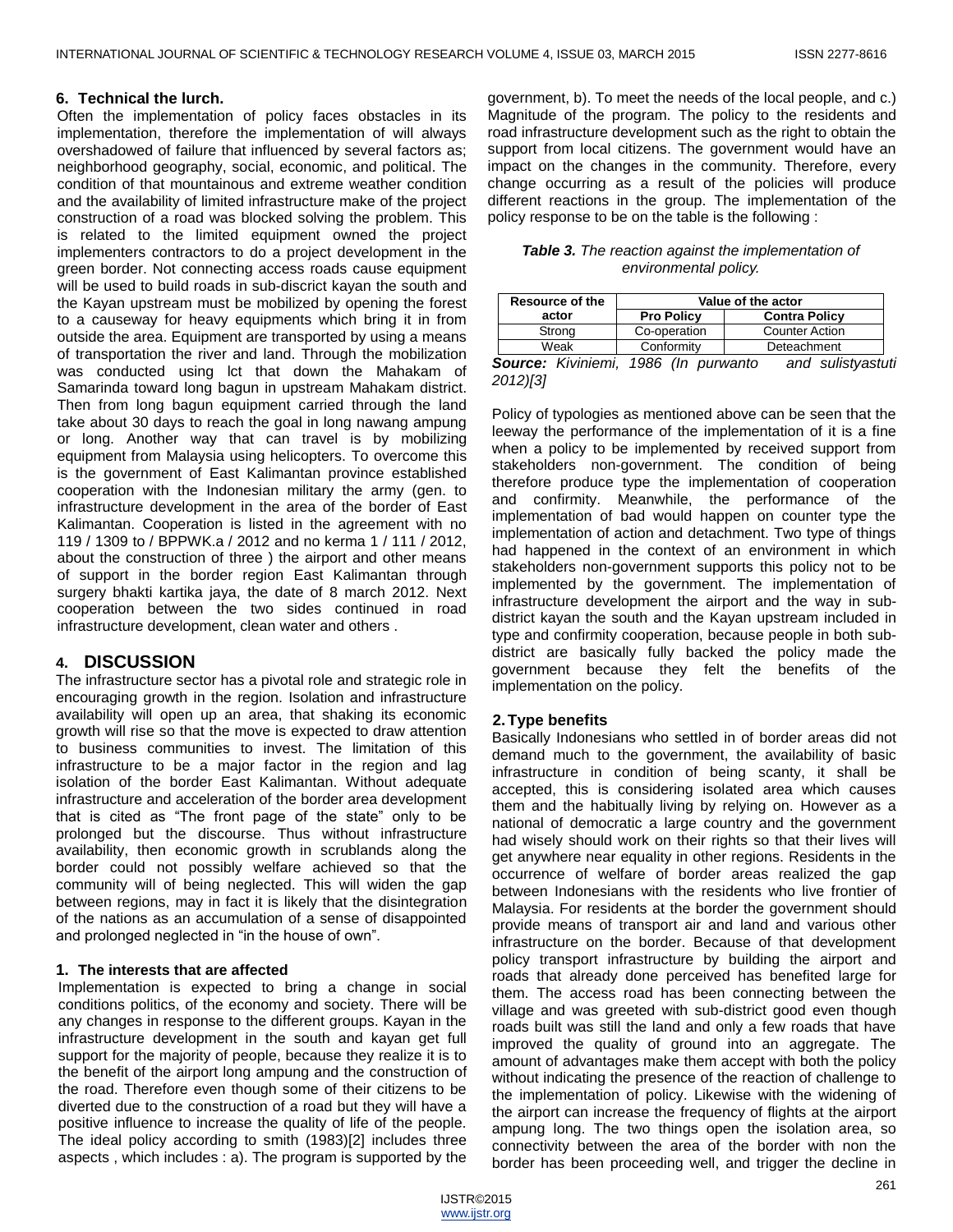### 6. Technical the lurch.

Often the implementation of policy faces obstacles in its implementation, therefore the implementation of will always overshadowed of failure that influenced by several factors as; neighborhood geography, social, economic, and political. The condition of that mountainous and extreme weather condition and the availability of limited infrastructure make of the project construction of a road was blocked solving the problem. This is related to the limited equipment owned the project implementers contractors to do a project development in the green border. Not connecting access roads cause equipment will be used to build roads in sub-discrict kayan the south and the Kayan upstream must be mobilized by opening the forest to a causeway for heavy equipments which bring it in from outside the area. Equipment are transported by using a means of transportation the river and land. Through the mobilization was conducted using lct that down the Mahakam of Samarinda toward long bagun in upstream Mahakam district. Then from long bagun equipment carried through the land take about 30 days to reach the goal in long nawang ampung or long. Another way that can travel is by mobilizing equipment from Malaysia using helicopters. To overcome this is the government of East Kalimantan province established cooperation with the Indonesian military the army (gen. to infrastructure development in the area of the border of East Kalimantan. Cooperation is listed in the agreement with no 119 / 1309 to / BPPWK.a / 2012 and no kerma 1 / 111 / 2012, about the construction of three ) the airport and other means of support in the border region East Kalimantan through surgery bhakti kartika jaya, the date of 8 march 2012. Next cooperation between the two sides continued in road infrastructure development, clean water and others .

## 4. DISCUSSION

The infrastructure sector has a pivotal role and strategic role in encouraging growth in the region. Isolation and infrastructure availability will open up an area, that shaking its economic growth will rise so that the move is expected to draw attention to business communities to invest. The limitation of this infrastructure to be a major factor in the region and lag isolation of the border East Kalimantan. Without adequate infrastructure and acceleration of the border area development that is cited as "The front page of the state" only to be prolonged but the discourse. Thus without infrastructure availability, then economic growth in scrublands along the border could not possibly welfare achieved so that the community will of being neglected. This will widen the gap between regions, may in fact it is likely that the disintegration of the nations as an accumulation of a sense of disappointed and prolonged neglected in "in the house of own".

### 1. The interests that are affected

Implementation is expected to bring a change in social conditions politics, of the economy and society. There will be any changes in response to the different groups. Kayan in the infrastructure development in the south and kayan get full support for the majority of people, because they realize it is to the benefit of the airport long ampung and the construction of the road. Therefore even though some of their citizens to be diverted due to the construction of a road but they will have a positive influence to increase the quality of life of the people. The ideal policy according to smith (1983)[2] includes three aspects , which includes : a). The program is supported by the government, b). To meet the needs of the local people, and c.) Magnitude of the program. The policy to the residents and road infrastructure development such as the right to obtain the support from local citizens. The government would have an impact on the changes in the community. Therefore, every change occurring as a result of the policies will produce different reactions in the group. The implementation of the policy response to be on the table is the following :

***Table 3.*** *The reaction against the implementation of environmental policy.*

| Resource of the actor | Value of the actor | |
|---|---|---|
| | **Pro Policy** | **Contra Policy** |
| Strong | Co-operation | Counter Action |
| Weak | Conformity | Deteachment |

***Source:*** *Kiviniemi, 1986 (In purwanto and sulistyastuti 2012)[3]*

Policy of typologies as mentioned above can be seen that the leeway the performance of the implementation of it is a fine when a policy to be implemented by received support from stakeholders non-government. The condition of being therefore produce type the implementation of cooperation and confirmity. Meanwhile, the performance of the implementation of bad would happen on counter type the implementation of action and detachment. Two type of things had happened in the context of an environment in which stakeholders non-government supports this policy not to be implemented by the government. The implementation of infrastructure development the airport and the way in sub-district kayan the south and the Kayan upstream included in type and confirmity cooperation, because people in both sub-district are basically fully backed the policy made the government because they felt the benefits of the implementation on the policy.

### 2. Type benefits

Basically Indonesians who settled in of border areas did not demand much to the government, the availability of basic infrastructure in condition of being scanty, it shall be accepted, this is considering isolated area which causes them and the habitually living by relying on. However as a national of democratic a large country and the government had wisely should work on their rights so that their lives will get anywhere near equality in other regions. Residents in the occurrence of welfare of border areas realized the gap between Indonesians with the residents who live frontier of Malaysia. For residents at the border the government should provide means of transport air and land and various other infrastructure on the border. Because of that development policy transport infrastructure by building the airport and roads that already done perceived has benefited large for them. The access road has been connecting between the village and was greeted with sub-district good even though roads built was still the land and only a few roads that have improved the quality of ground into an aggregate. The amount of advantages make them accept with both the policy without indicating the presence of the reaction of challenge to the implementation of policy. Likewise with the widening of the airport can increase the frequency of flights at the airport ampung long. The two things open the isolation area, so connectivity between the area of the border with non the border has been proceeding well, and trigger the decline in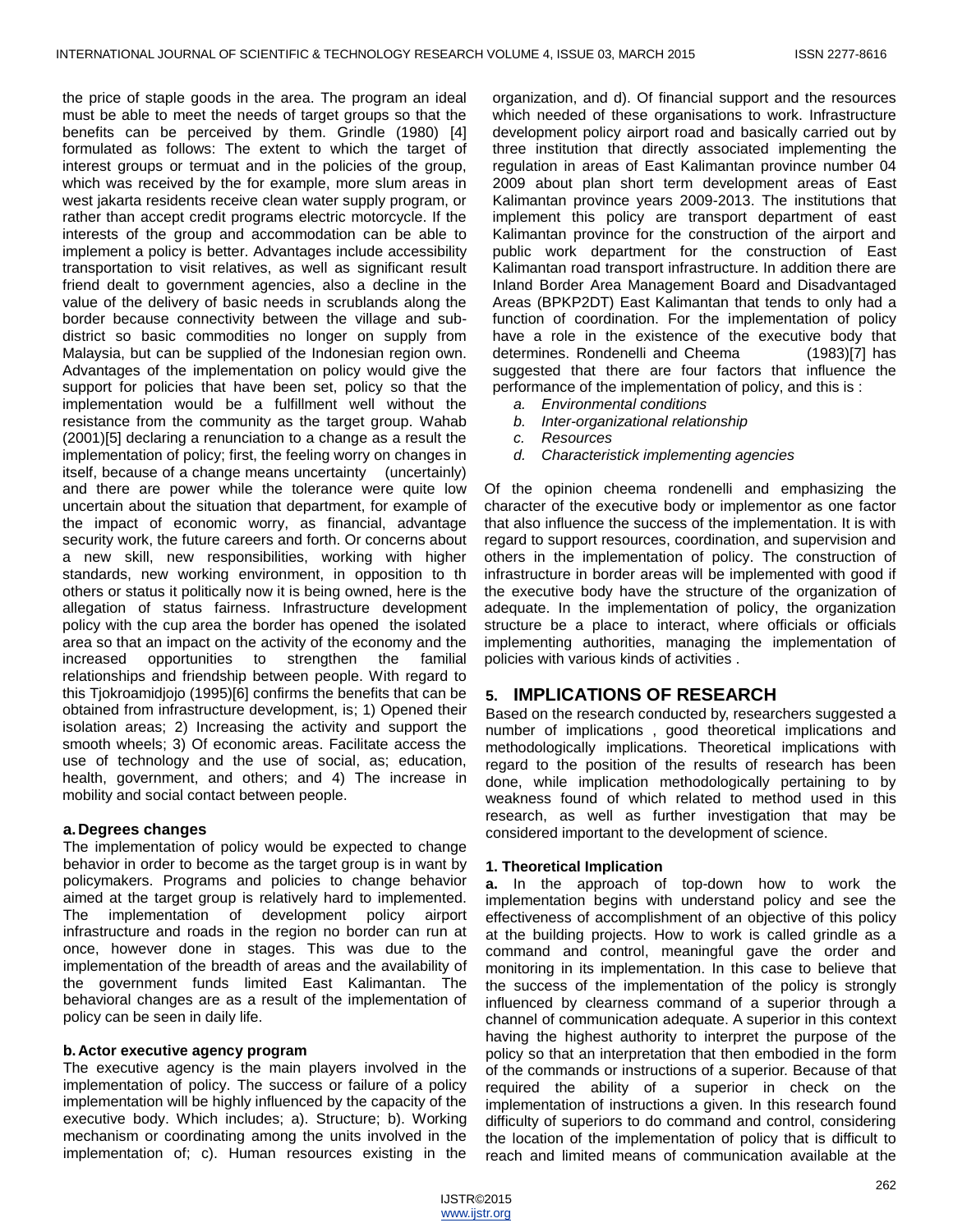the price of staple goods in the area. The program an ideal must be able to meet the needs of target groups so that the benefits can be perceived by them. Grindle (1980) [4] formulated as follows: The extent to which the target of interest groups or termuat and in the policies of the group, which was received by the for example, more slum areas in west jakarta residents receive clean water supply program, or rather than accept credit programs electric motorcycle. If the interests of the group and accommodation can be able to implement a policy is better. Advantages include accessibility transportation to visit relatives, as well as significant result friend dealt to government agencies, also a decline in the value of the delivery of basic needs in scrublands along the border because connectivity between the village and sub-district so basic commodities no longer on supply from Malaysia, but can be supplied of the Indonesian region own. Advantages of the implementation on policy would give the support for policies that have been set, policy so that the implementation would be a fulfillment well without the resistance from the community as the target group. Wahab (2001)[5] declaring a renunciation to a change as a result the implementation of policy; first, the feeling worry on changes in itself, because of a change means uncertainty (uncertainly) and there are power while the tolerance were quite low uncertain about the situation that department, for example of the impact of economic worry, as financial, advantage security work, the future careers and forth. Or concerns about a new skill, new responsibilities, working with higher standards, new working environment, in opposition to th others or status it politically now it is being owned, here is the allegation of status fairness. Infrastructure development policy with the cup area the border has opened the isolated area so that an impact on the activity of the economy and the increased opportunities to strengthen the familial relationships and friendship between people. With regard to this Tjokroamidjojo (1995)[6] confirms the benefits that can be obtained from infrastructure development, is; 1) Opened their isolation areas; 2) Increasing the activity and support the smooth wheels; 3) Of economic areas. Facilitate access the use of technology and the use of social, as; education, health, government, and others; and 4) The increase in mobility and social contact between people.

**a. Degrees changes**

The implementation of policy would be expected to change behavior in order to become as the target group is in want by policymakers. Programs and policies to change behavior aimed at the target group is relatively hard to implemented. The implementation of development policy airport infrastructure and roads in the region no border can run at once, however done in stages. This was due to the implementation of the breadth of areas and the availability of the government funds limited East Kalimantan. The behavioral changes are as a result of the implementation of policy can be seen in daily life.

**b. Actor executive agency program**

The executive agency is the main players involved in the implementation of policy. The success or failure of a policy implementation will be highly influenced by the capacity of the executive body. Which includes; a). Structure; b). Working mechanism or coordinating among the units involved in the implementation of; c). Human resources existing in the organization, and d). Of financial support and the resources which needed of these organisations to work. Infrastructure development policy airport road and basically carried out by three institution that directly associated implementing the regulation in areas of East Kalimantan province number 04 2009 about plan short term development areas of East Kalimantan province years 2009-2013. The institutions that implement this policy are transport department of east Kalimantan province for the construction of the airport and public work department for the construction of East Kalimantan road transport infrastructure. In addition there are Inland Border Area Management Board and Disadvantaged Areas (BPKP2DT) East Kalimantan that tends to only had a function of coordination. For the implementation of policy have a role in the existence of the executive body that determines. Rondenelli and Cheema (1983)[7] has suggested that there are four factors that influence the performance of the implementation of policy, and this is :

a. *Environmental conditions*
b. *Inter-organizational relationship*
c. *Resources*
d. *Characteristick implementing agencies*

Of the opinion cheema rondenelli and emphasizing the character of the executive body or implementor as one factor that also influence the success of the implementation. It is with regard to support resources, coordination, and supervision and others in the implementation of policy. The construction of infrastructure in border areas will be implemented with good if the executive body have the structure of the organization of adequate. In the implementation of policy, the organization structure be a place to interact, where officials or officials implementing authorities, managing the implementation of policies with various kinds of activities .

## 5. IMPLICATIONS OF RESEARCH

Based on the research conducted by, researchers suggested a number of implications , good theoretical implications and methodologically implications. Theoretical implications with regard to the position of the results of research has been done, while implication methodologically pertaining to by weakness found of which related to method used in this research, as well as further investigation that may be considered important to the development of science.

**1. Theoretical Implication**

**a.** In the approach of top-down how to work the implementation begins with understand policy and see the effectiveness of accomplishment of an objective of this policy at the building projects. How to work is called grindle as a command and control, meaningful gave the order and monitoring in its implementation. In this case to believe that the success of the implementation of the policy is strongly influenced by clearness command of a superior through a channel of communication adequate. A superior in this context having the highest authority to interpret the purpose of the policy so that an interpretation that then embodied in the form of the commands or instructions of a superior. Because of that required the ability of a superior in check on the implementation of instructions a given. In this research found difficulty of superiors to do command and control, considering the location of the implementation of policy that is difficult to reach and limited means of communication available at the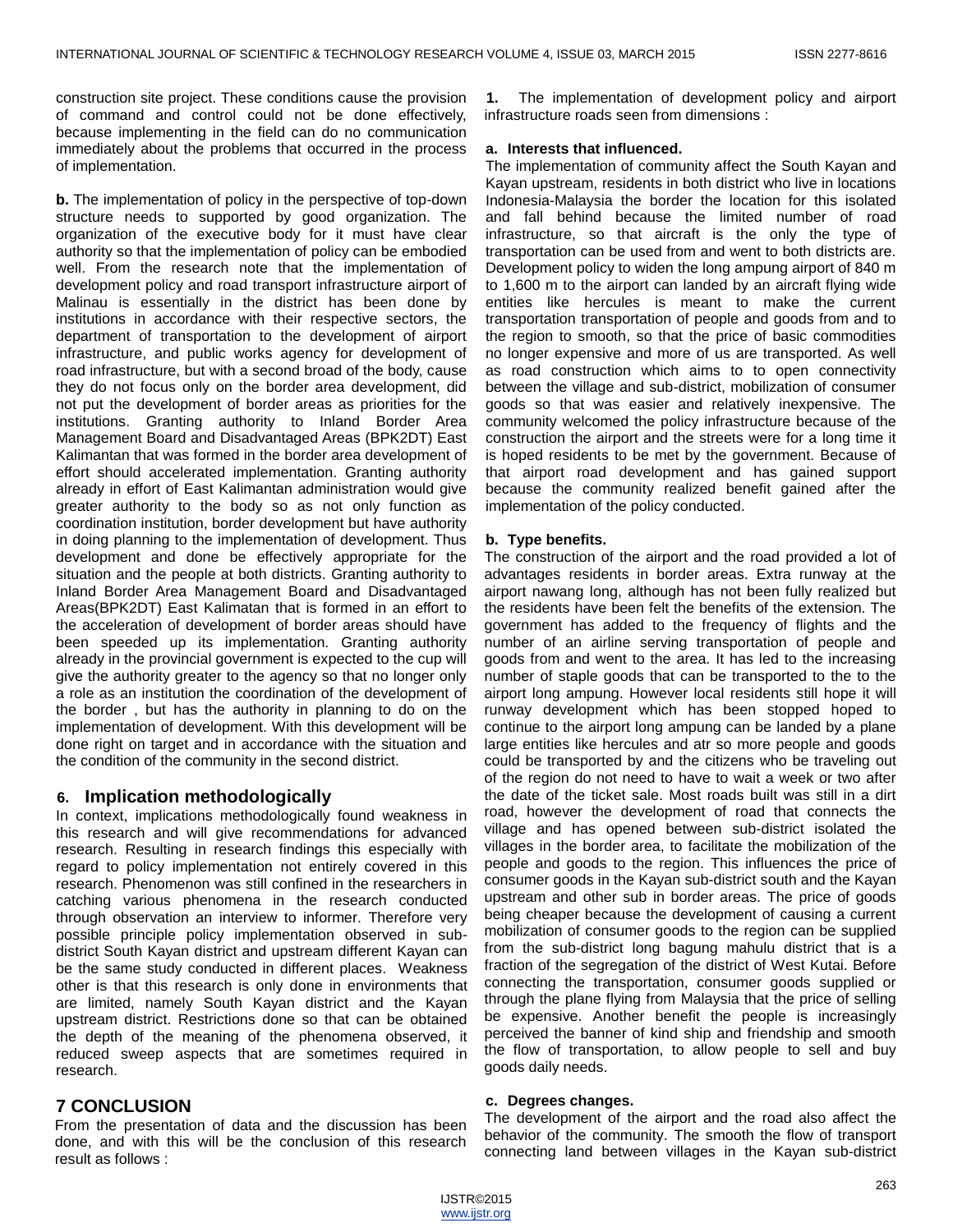construction site project. These conditions cause the provision of command and control could not be done effectively, because implementing in the field can do no communication immediately about the problems that occurred in the process of implementation.

**b.** The implementation of policy in the perspective of top-down structure needs to supported by good organization. The organization of the executive body for it must have clear authority so that the implementation of policy can be embodied well. From the research note that the implementation of development policy and road transport infrastructure airport of Malinau is essentially in the district has been done by institutions in accordance with their respective sectors, the department of transportation to the development of airport infrastructure, and public works agency for development of road infrastructure, but with a second broad of the body, cause they do not focus only on the border area development, did not put the development of border areas as priorities for the institutions. Granting authority to Inland Border Area Management Board and Disadvantaged Areas (BPK2DT) East Kalimantan that was formed in the border area development of effort should accelerated implementation. Granting authority already in effort of East Kalimantan administration would give greater authority to the body so as not only function as coordination institution, border development but have authority in doing planning to the implementation of development. Thus development and done be effectively appropriate for the situation and the people at both districts. Granting authority to Inland Border Area Management Board and Disadvantaged Areas(BPK2DT) East Kalimatan that is formed in an effort to the acceleration of development of border areas should have been speeded up its implementation. Granting authority already in the provincial government is expected to the cup will give the authority greater to the agency so that no longer only a role as an institution the coordination of the development of the border , but has the authority in planning to do on the implementation of development. With this development will be done right on target and in accordance with the situation and the condition of the community in the second district.

## 6. Implication methodologically

In context, implications methodologically found weakness in this research and will give recommendations for advanced research. Resulting in research findings this especially with regard to policy implementation not entirely covered in this research. Phenomenon was still confined in the researchers in catching various phenomena in the research conducted through observation an interview to informer. Therefore very possible principle policy implementation observed in sub-district South Kayan district and upstream different Kayan can be the same study conducted in different places. Weakness other is that this research is only done in environments that are limited, namely South Kayan district and the Kayan upstream district. Restrictions done so that can be obtained the depth of the meaning of the phenomena observed, it reduced sweep aspects that are sometimes required in research.

## 7 CONCLUSION

From the presentation of data and the discussion has been done, and with this will be the conclusion of this research result as follows :

**1.** The implementation of development policy and airport infrastructure roads seen from dimensions :

**a. Interests that influenced.**

The implementation of community affect the South Kayan and Kayan upstream, residents in both district who live in locations Indonesia-Malaysia the border the location for this isolated and fall behind because the limited number of road infrastructure, so that aircraft is the only the type of transportation can be used from and went to both districts are. Development policy to widen the long ampung airport of 840 m to 1,600 m to the airport can landed by an aircraft flying wide entities like hercules is meant to make the current transportation transportation of people and goods from and to the region to smooth, so that the price of basic commodities no longer expensive and more of us are transported. As well as road construction which aims to to open connectivity between the village and sub-district, mobilization of consumer goods so that was easier and relatively inexpensive. The community welcomed the policy infrastructure because of the construction the airport and the streets were for a long time it is hoped residents to be met by the government. Because of that airport road development and has gained support because the community realized benefit gained after the implementation of the policy conducted.

**b. Type benefits.**

The construction of the airport and the road provided a lot of advantages residents in border areas. Extra runway at the airport nawang long, although has not been fully realized but the residents have been felt the benefits of the extension. The government has added to the frequency of flights and the number of an airline serving transportation of people and goods from and went to the area. It has led to the increasing number of staple goods that can be transported to the to the airport long ampung. However local residents still hope it will runway development which has been stopped hoped to continue to the airport long ampung can be landed by a plane large entities like hercules and atr so more people and goods could be transported by and the citizens who be traveling out of the region do not need to have to wait a week or two after the date of the ticket sale. Most roads built was still in a dirt road, however the development of road that connects the village and has opened between sub-district isolated the villages in the border area, to facilitate the mobilization of the people and goods to the region. This influences the price of consumer goods in the Kayan sub-district south and the Kayan upstream and other sub in border areas. The price of goods being cheaper because the development of causing a current mobilization of consumer goods to the region can be supplied from the sub-district long bagung mahulu district that is a fraction of the segregation of the district of West Kutai. Before connecting the transportation, consumer goods supplied or through the plane flying from Malaysia that the price of selling be expensive. Another benefit the people is increasingly perceived the banner of kind ship and friendship and smooth the flow of transportation, to allow people to sell and buy goods daily needs.

**c. Degrees changes.**

The development of the airport and the road also affect the behavior of the community. The smooth the flow of transport connecting land between villages in the Kayan sub-district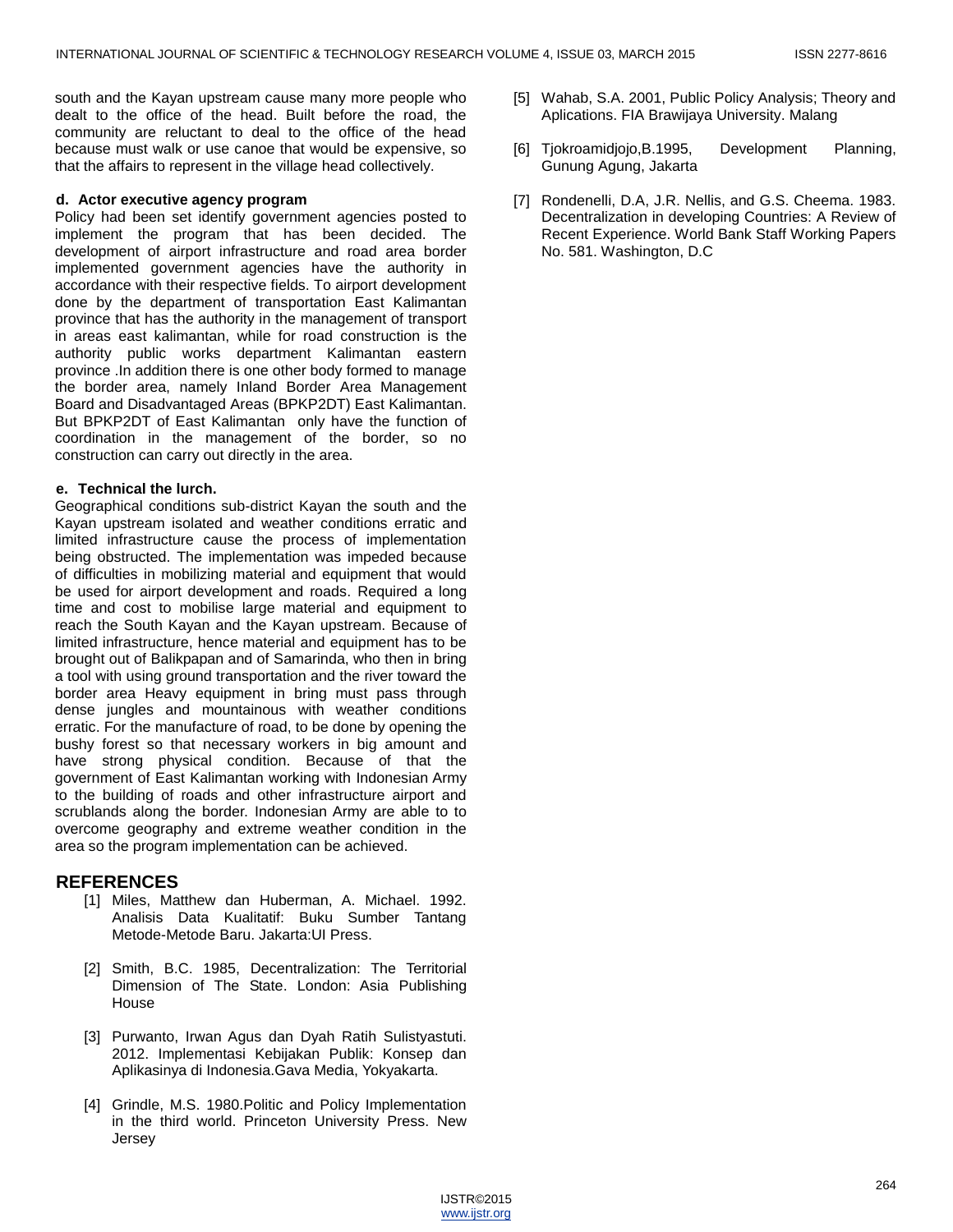south and the Kayan upstream cause many more people who dealt to the office of the head. Built before the road, the community are reluctant to deal to the office of the head because must walk or use canoe that would be expensive, so that the affairs to represent in the village head collectively.

**d. Actor executive agency program**

Policy had been set identify government agencies posted to implement the program that has been decided. The development of airport infrastructure and road area border implemented government agencies have the authority in accordance with their respective fields. To airport development done by the department of transportation East Kalimantan province that has the authority in the management of transport in areas east kalimantan, while for road construction is the authority public works department Kalimantan eastern province .In addition there is one other body formed to manage the border area, namely Inland Border Area Management Board and Disadvantaged Areas (BPKP2DT) East Kalimantan. But BPKP2DT of East Kalimantan only have the function of coordination in the management of the border, so no construction can carry out directly in the area.

**e. Technical the lurch.**

Geographical conditions sub-district Kayan the south and the Kayan upstream isolated and weather conditions erratic and limited infrastructure cause the process of implementation being obstructed. The implementation was impeded because of difficulties in mobilizing material and equipment that would be used for airport development and roads. Required a long time and cost to mobilise large material and equipment to reach the South Kayan and the Kayan upstream. Because of limited infrastructure, hence material and equipment has to be brought out of Balikpapan and of Samarinda, who then in bring a tool with using ground transportation and the river toward the border area Heavy equipment in bring must pass through dense jungles and mountainous with weather conditions erratic. For the manufacture of road, to be done by opening the bushy forest so that necessary workers in big amount and have strong physical condition. Because of that the government of East Kalimantan working with Indonesian Army to the building of roads and other infrastructure airport and scrublands along the border. Indonesian Army are able to to overcome geography and extreme weather condition in the area so the program implementation can be achieved.

## REFERENCES

[1] Miles, Matthew dan Huberman, A. Michael. 1992. Analisis Data Kualitatif: Buku Sumber Tantang Metode-Metode Baru. Jakarta:UI Press.

[2] Smith, B.C. 1985, Decentralization: The Territorial Dimension of The State. London: Asia Publishing House

[3] Purwanto, Irwan Agus dan Dyah Ratih Sulistyastuti. 2012. Implementasi Kebijakan Publik: Konsep dan Aplikasinya di Indonesia.Gava Media, Yokyakarta.

[4] Grindle, M.S. 1980.Politic and Policy Implementation in the third world. Princeton University Press. New Jersey

[5] Wahab, S.A. 2001, Public Policy Analysis; Theory and Aplications. FIA Brawijaya University. Malang

[6] Tjokroamidjojo,B.1995, Development Planning, Gunung Agung, Jakarta

[7] Rondenelli, D.A, J.R. Nellis, and G.S. Cheema. 1983. Decentralization in developing Countries: A Review of Recent Experience. World Bank Staff Working Papers No. 581. Washington, D.C